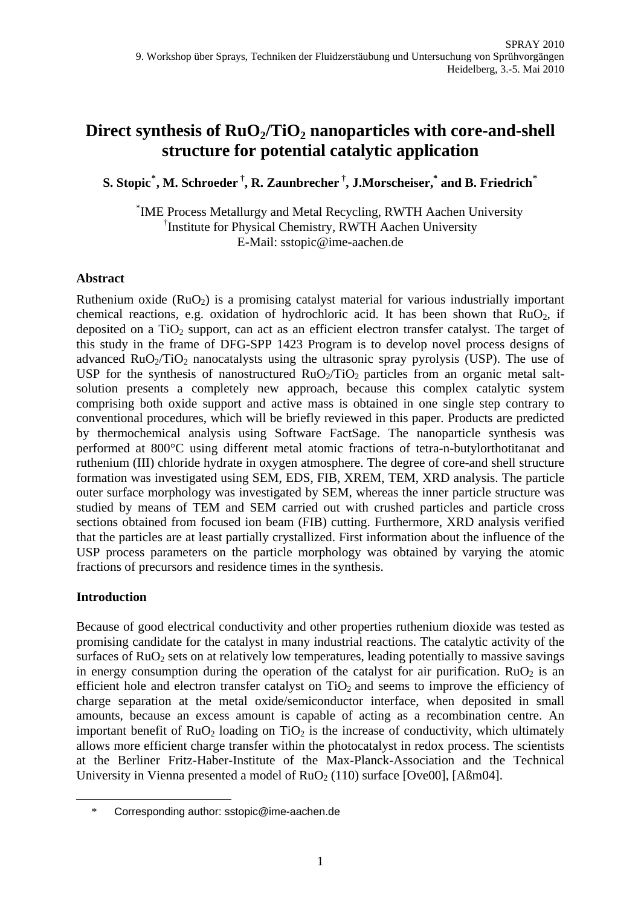# Direct synthesis of $RuO_2/TiO_2$ nanoparticles with core-and-shell structure for potential catalytic application

**S. Stopic[*], M. Schroeder[†], R. Zaunbrecher[†], J.Morscheiser,[*] and B. Friedrich[*]**

[*]IME Process Metallurgy and Metal Recycling, RWTH Aachen University
[†]Institute for Physical Chemistry, RWTH Aachen University
E-Mail: sstopic@ime-aachen.de

## Abstract

Ruthenium oxide ($RuO_2$) is a promising catalyst material for various industrially important chemical reactions, e.g. oxidation of hydrochloric acid. It has been shown that $RuO_2$, if deposited on a $TiO_2$ support, can act as an efficient electron transfer catalyst. The target of this study in the frame of DFG-SPP 1423 Program is to develop novel process designs of advanced $RuO_2/TiO_2$ nanocatalysts using the ultrasonic spray pyrolysis (USP). The use of USP for the synthesis of nanostructured $RuO_2/TiO_2$ particles from an organic metal salt-solution presents a completely new approach, because this complex catalytic system comprising both oxide support and active mass is obtained in one single step contrary to conventional procedures, which will be briefly reviewed in this paper. Products are predicted by thermochemical analysis using Software FactSage. The nanoparticle synthesis was performed at 800°C using different metal atomic fractions of tetra-n-butylorthotitanat and ruthenium (III) chloride hydrate in oxygen atmosphere. The degree of core-and shell structure formation was investigated using SEM, EDS, FIB, XREM, TEM, XRD analysis. The particle outer surface morphology was investigated by SEM, whereas the inner particle structure was studied by means of TEM and SEM carried out with crushed particles and particle cross sections obtained from focused ion beam (FIB) cutting. Furthermore, XRD analysis verified that the particles are at least partially crystallized. First information about the influence of the USP process parameters on the particle morphology was obtained by varying the atomic fractions of precursors and residence times in the synthesis.

## Introduction

Because of good electrical conductivity and other properties ruthenium dioxide was tested as promising candidate for the catalyst in many industrial reactions. The catalytic activity of the surfaces of $RuO_2$ sets on at relatively low temperatures, leading potentially to massive savings in energy consumption during the operation of the catalyst for air purification. $RuO_2$ is an efficient hole and electron transfer catalyst on $TiO_2$ and seems to improve the efficiency of charge separation at the metal oxide/semiconductor interface, when deposited in small amounts, because an excess amount is capable of acting as a recombination centre. An important benefit of $RuO_2$ loading on $TiO_2$ is the increase of conductivity, which ultimately allows more efficient charge transfer within the photocatalyst in redox process. The scientists at the Berliner Fritz-Haber-Institute of the Max-Planck-Association and the Technical University in Vienna presented a model of $RuO_2$ (110) surface [Ove00], [Aßm04].

---

\* Corresponding author: sstopic@ime-aachen.de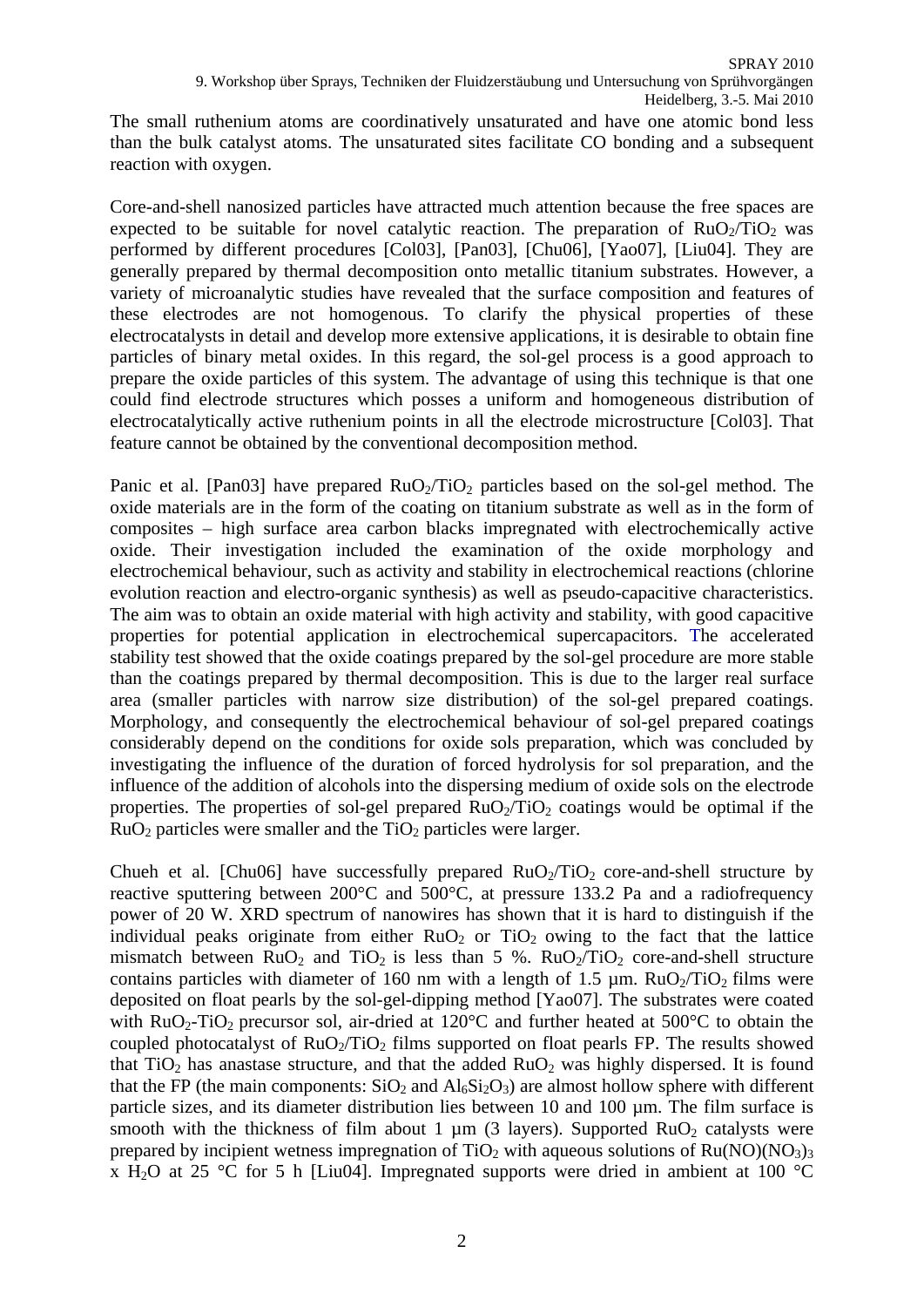The small ruthenium atoms are coordinatively unsaturated and have one atomic bond less than the bulk catalyst atoms. The unsaturated sites facilitate CO bonding and a subsequent reaction with oxygen.

Core-and-shell nanosized particles have attracted much attention because the free spaces are expected to be suitable for novel catalytic reaction. The preparation of $RuO_2/TiO_2$ was performed by different procedures [Col03], [Pan03], [Chu06], [Yao07], [Liu04]. They are generally prepared by thermal decomposition onto metallic titanium substrates. However, a variety of microanalytic studies have revealed that the surface composition and features of these electrodes are not homogenous. To clarify the physical properties of these electrocatalysts in detail and develop more extensive applications, it is desirable to obtain fine particles of binary metal oxides. In this regard, the sol-gel process is a good approach to prepare the oxide particles of this system. The advantage of using this technique is that one could find electrode structures which posses a uniform and homogeneous distribution of electrocatalytically active ruthenium points in all the electrode microstructure [Col03]. That feature cannot be obtained by the conventional decomposition method.

Panic et al. [Pan03] have prepared $RuO_2/TiO_2$ particles based on the sol-gel method. The oxide materials are in the form of the coating on titanium substrate as well as in the form of composites – high surface area carbon blacks impregnated with electrochemically active oxide. Their investigation included the examination of the oxide morphology and electrochemical behaviour, such as activity and stability in electrochemical reactions (chlorine evolution reaction and electro-organic synthesis) as well as pseudo-capacitive characteristics. The aim was to obtain an oxide material with high activity and stability, with good capacitive properties for potential application in electrochemical supercapacitors. The accelerated stability test showed that the oxide coatings prepared by the sol-gel procedure are more stable than the coatings prepared by thermal decomposition. This is due to the larger real surface area (smaller particles with narrow size distribution) of the sol-gel prepared coatings. Morphology, and consequently the electrochemical behaviour of sol-gel prepared coatings considerably depend on the conditions for oxide sols preparation, which was concluded by investigating the influence of the duration of forced hydrolysis for sol preparation, and the influence of the addition of alcohols into the dispersing medium of oxide sols on the electrode properties. The properties of sol-gel prepared $RuO_2/TiO_2$ coatings would be optimal if the $RuO_2$ particles were smaller and the $TiO_2$ particles were larger.

Chueh et al. [Chu06] have successfully prepared $RuO_2/TiO_2$ core-and-shell structure by reactive sputtering between 200°C and 500°C, at pressure 133.2 Pa and a radiofrequency power of 20 W. XRD spectrum of nanowires has shown that it is hard to distinguish if the individual peaks originate from either $RuO_2$ or $TiO_2$ owing to the fact that the lattice mismatch between $RuO_2$ and $TiO_2$ is less than 5 %. $RuO_2/TiO_2$ core-and-shell structure contains particles with diameter of 160 nm with a length of 1.5 µm. $RuO_2/TiO_2$ films were deposited on float pearls by the sol-gel-dipping method [Yao07]. The substrates were coated with $RuO_2$-$TiO_2$ precursor sol, air-dried at 120°C and further heated at 500°C to obtain the coupled photocatalyst of $RuO_2/TiO_2$ films supported on float pearls FP. The results showed that $TiO_2$ has anastase structure, and that the added $RuO_2$ was highly dispersed. It is found that the FP (the main components: $SiO_2$ and $Al_6Si_2O_3$) are almost hollow sphere with different particle sizes, and its diameter distribution lies between 10 and 100 µm. The film surface is smooth with the thickness of film about 1 µm (3 layers). Supported $RuO_2$ catalysts were prepared by incipient wetness impregnation of $TiO_2$ with aqueous solutions of $Ru(NO)(NO_3)_3$ x $H_2O$ at 25 °C for 5 h [Liu04]. Impregnated supports were dried in ambient at 100 °C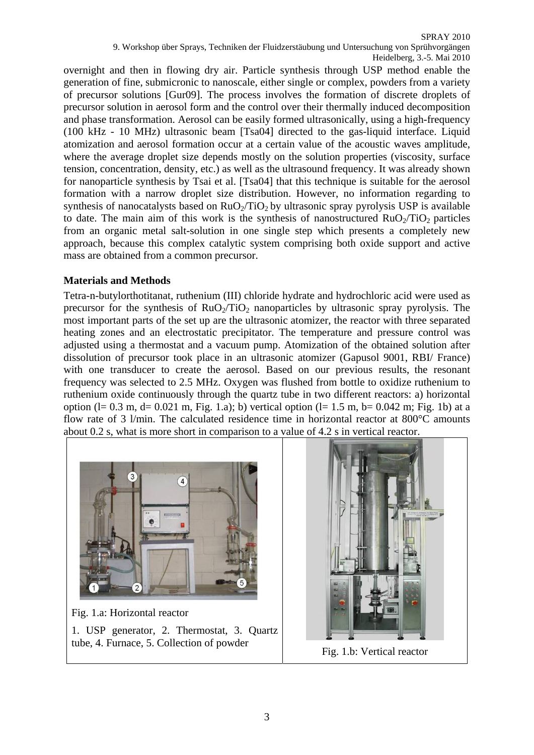overnight and then in flowing dry air. Particle synthesis through USP method enable the generation of fine, submicronic to nanoscale, either single or complex, powders from a variety of precursor solutions [Gur09]. The process involves the formation of discrete droplets of precursor solution in aerosol form and the control over their thermally induced decomposition and phase transformation. Aerosol can be easily formed ultrasonically, using a high-frequency (100 kHz - 10 MHz) ultrasonic beam [Tsa04] directed to the gas-liquid interface. Liquid atomization and aerosol formation occur at a certain value of the acoustic waves amplitude, where the average droplet size depends mostly on the solution properties (viscosity, surface tension, concentration, density, etc.) as well as the ultrasound frequency. It was already shown for nanoparticle synthesis by Tsai et al. [Tsa04] that this technique is suitable for the aerosol formation with a narrow droplet size distribution. However, no information regarding to synthesis of nanocatalysts based on $RuO_2/TiO_2$ by ultrasonic spray pyrolysis USP is available to date. The main aim of this work is the synthesis of nanostructured $RuO_2/TiO_2$ particles from an organic metal salt-solution in one single step which presents a completely new approach, because this complex catalytic system comprising both oxide support and active mass are obtained from a common precursor.

## Materials and Methods

Tetra-n-butylorthotitanat, ruthenium (III) chloride hydrate and hydrochloric acid were used as precursor for the synthesis of $RuO_2/TiO_2$ nanoparticles by ultrasonic spray pyrolysis. The most important parts of the set up are the ultrasonic atomizer, the reactor with three separated heating zones and an electrostatic precipitator. The temperature and pressure control was adjusted using a thermostat and a vacuum pump. Atomization of the obtained solution after dissolution of precursor took place in an ultrasonic atomizer (Gapusol 9001, RBI/ France) with one transducer to create the aerosol. Based on our previous results, the resonant frequency was selected to 2.5 MHz. Oxygen was flushed from bottle to oxidize ruthenium to ruthenium oxide continuously through the quartz tube in two different reactors: a) horizontal option (l= 0.3 m, d= 0.021 m, Fig. 1.a); b) vertical option (l= 1.5 m, b= 0.042 m; Fig. 1b) at a flow rate of 3 l/min. The calculated residence time in horizontal reactor at 800°C amounts about 0.2 s, what is more short in comparison to a value of 4.2 s in vertical reactor.

Fig. 1.a: Horizontal reactor

1. USP generator, 2. Thermostat, 3. Quartz tube, 4. Furnace, 5. Collection of powder

Fig. 1.b: Vertical reactor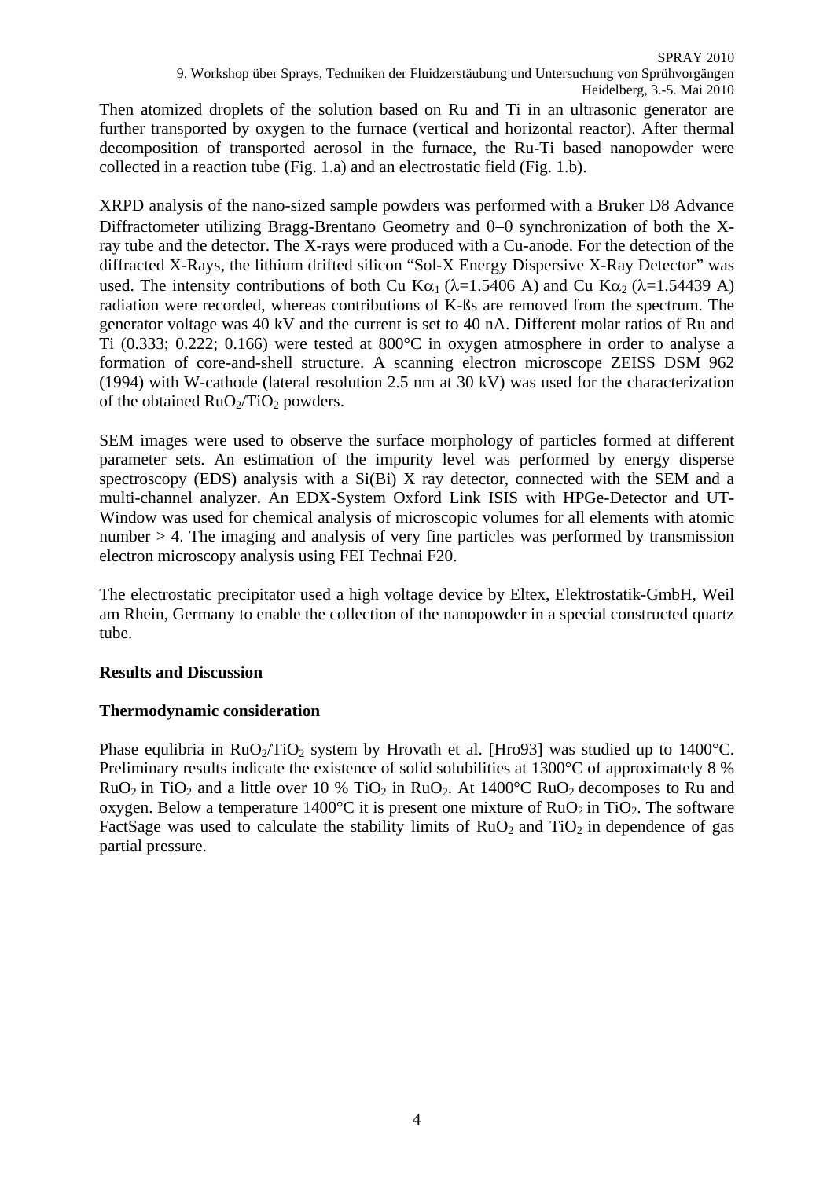Then atomized droplets of the solution based on Ru and Ti in an ultrasonic generator are further transported by oxygen to the furnace (vertical and horizontal reactor). After thermal decomposition of transported aerosol in the furnace, the Ru-Ti based nanopowder were collected in a reaction tube (Fig. 1.a) and an electrostatic field (Fig. 1.b).

XRPD analysis of the nano-sized sample powders was performed with a Bruker D8 Advance Diffractometer utilizing Bragg-Brentano Geometry and $\theta$–$\theta$ synchronization of both the X-ray tube and the detector. The X-rays were produced with a Cu-anode. For the detection of the diffracted X-Rays, the lithium drifted silicon "Sol-X Energy Dispersive X-Ray Detector" was used. The intensity contributions of both Cu $K\alpha_1$ ($\lambda$=1.5406 A) and Cu $K\alpha_2$ ($\lambda$=1.54439 A) radiation were recorded, whereas contributions of K-ßs are removed from the spectrum. The generator voltage was 40 kV and the current is set to 40 nA. Different molar ratios of Ru and Ti (0.333; 0.222; 0.166) were tested at 800°C in oxygen atmosphere in order to analyse a formation of core-and-shell structure. A scanning electron microscope ZEISS DSM 962 (1994) with W-cathode (lateral resolution 2.5 nm at 30 kV) was used for the characterization of the obtained $RuO_2$/$TiO_2$ powders.

SEM images were used to observe the surface morphology of particles formed at different parameter sets. An estimation of the impurity level was performed by energy disperse spectroscopy (EDS) analysis with a Si(Bi) X ray detector, connected with the SEM and a multi-channel analyzer. An EDX-System Oxford Link ISIS with HPGe-Detector and UT-Window was used for chemical analysis of microscopic volumes for all elements with atomic number > 4. The imaging and analysis of very fine particles was performed by transmission electron microscopy analysis using FEI Technai F20.

The electrostatic precipitator used a high voltage device by Eltex, Elektrostatik-GmbH, Weil am Rhein, Germany to enable the collection of the nanopowder in a special constructed quartz tube.

## Results and Discussion

### Thermodynamic consideration

Phase equlibria in $RuO_2$/$TiO_2$ system by Hrovath et al. [Hro93] was studied up to 1400°C. Preliminary results indicate the existence of solid solubilities at 1300°C of approximately 8 % $RuO_2$ in $TiO_2$ and a little over 10 % $TiO_2$ in $RuO_2$. At 1400°C $RuO_2$ decomposes to Ru and oxygen. Below a temperature 1400°C it is present one mixture of $RuO_2$ in $TiO_2$. The software FactSage was used to calculate the stability limits of $RuO_2$ and $TiO_2$ in dependence of gas partial pressure.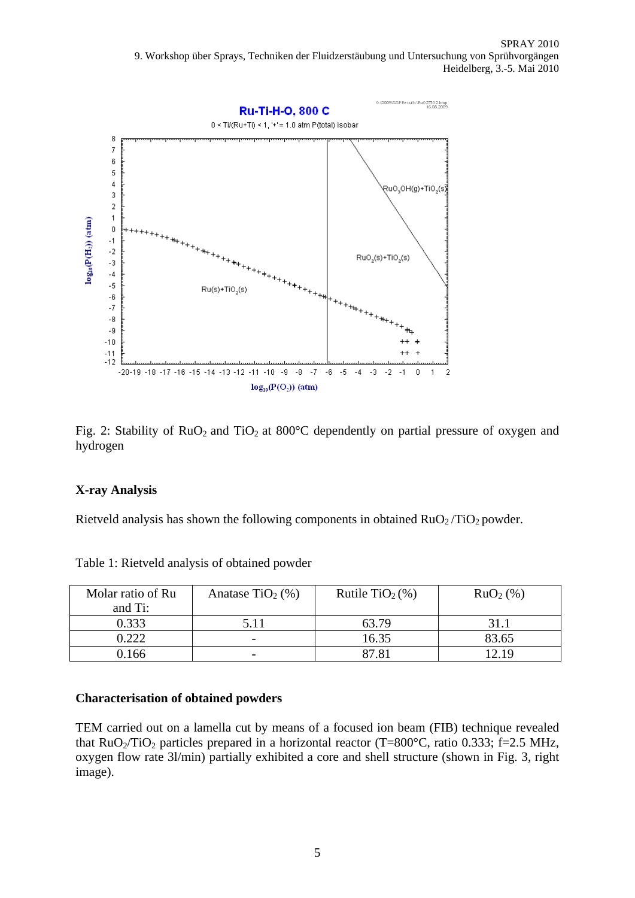Fig. 2: Stability of $RuO_2$ and $TiO_2$ at 800°C dependently on partial pressure of oxygen and hydrogen

### X-ray Analysis

Rietveld analysis has shown the following components in obtained $RuO_2$ /$TiO_2$ powder.

Table 1: Rietveld analysis of obtained powder

| Molar ratio of Ru and Ti: | Anatase $TiO_2$ (%) | Rutile $TiO_2$ (%) | $RuO_2$ (%) |
|---|---|---|---|
| 0.333 | 5.11 | 63.79 | 31.1 |
| 0.222 | - | 16.35 | 83.65 |
| 0.166 | - | 87.81 | 12.19 |

### Characterisation of obtained powders

TEM carried out on a lamella cut by means of a focused ion beam (FIB) technique revealed that $RuO_2$/$TiO_2$ particles prepared in a horizontal reactor (T=800°C, ratio 0.333; f=2.5 MHz, oxygen flow rate 3l/min) partially exhibited a core and shell structure (shown in Fig. 3, right image).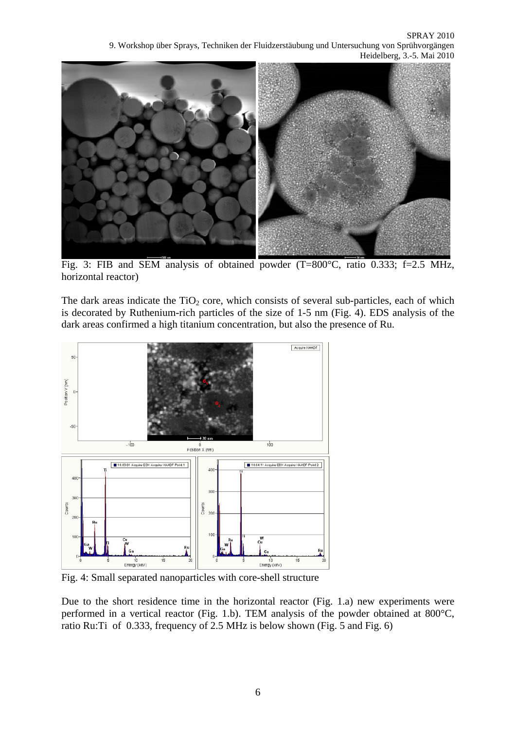Fig. 3: FIB and SEM analysis of obtained powder (T=800°C, ratio 0.333; f=2.5 MHz, horizontal reactor)

The dark areas indicate the $TiO_2$ core, which consists of several sub-particles, each of which is decorated by Ruthenium-rich particles of the size of 1-5 nm (Fig. 4). EDS analysis of the dark areas confirmed a high titanium concentration, but also the presence of Ru.

Fig. 4: Small separated nanoparticles with core-shell structure

Due to the short residence time in the horizontal reactor (Fig. 1.a) new experiments were performed in a vertical reactor (Fig. 1.b). TEM analysis of the powder obtained at 800°C, ratio Ru:Ti of 0.333, frequency of 2.5 MHz is below shown (Fig. 5 and Fig. 6)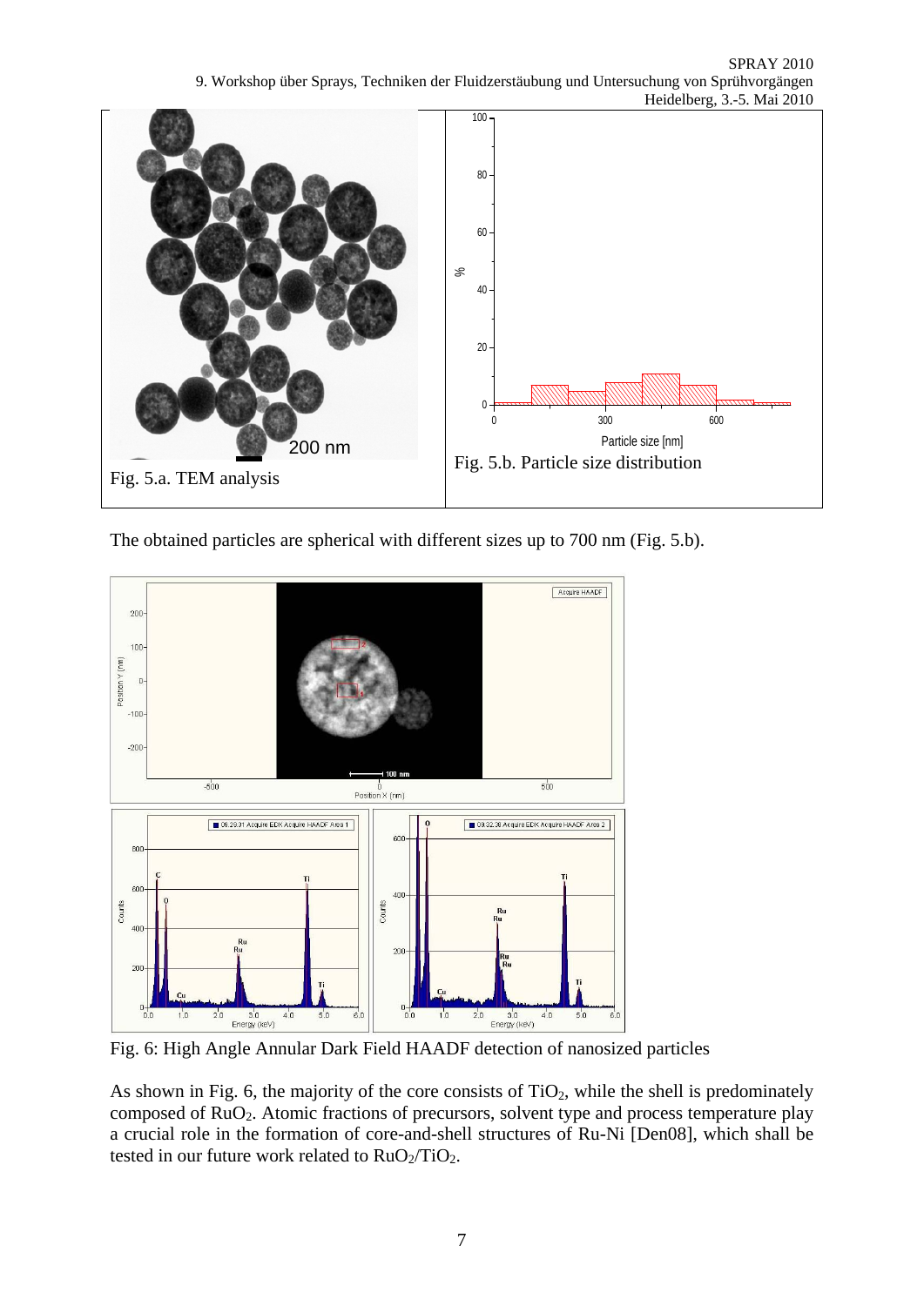Fig. 5.a. TEM analysis

Fig. 5.b. Particle size distribution

The obtained particles are spherical with different sizes up to 700 nm (Fig. 5.b).

Fig. 6: High Angle Annular Dark Field HAADF detection of nanosized particles

As shown in Fig. 6, the majority of the core consists of $TiO_2$, while the shell is predominately composed of $RuO_2$. Atomic fractions of precursors, solvent type and process temperature play a crucial role in the formation of core-and-shell structures of Ru-Ni [Den08], which shall be tested in our future work related to $RuO_2/TiO_2$.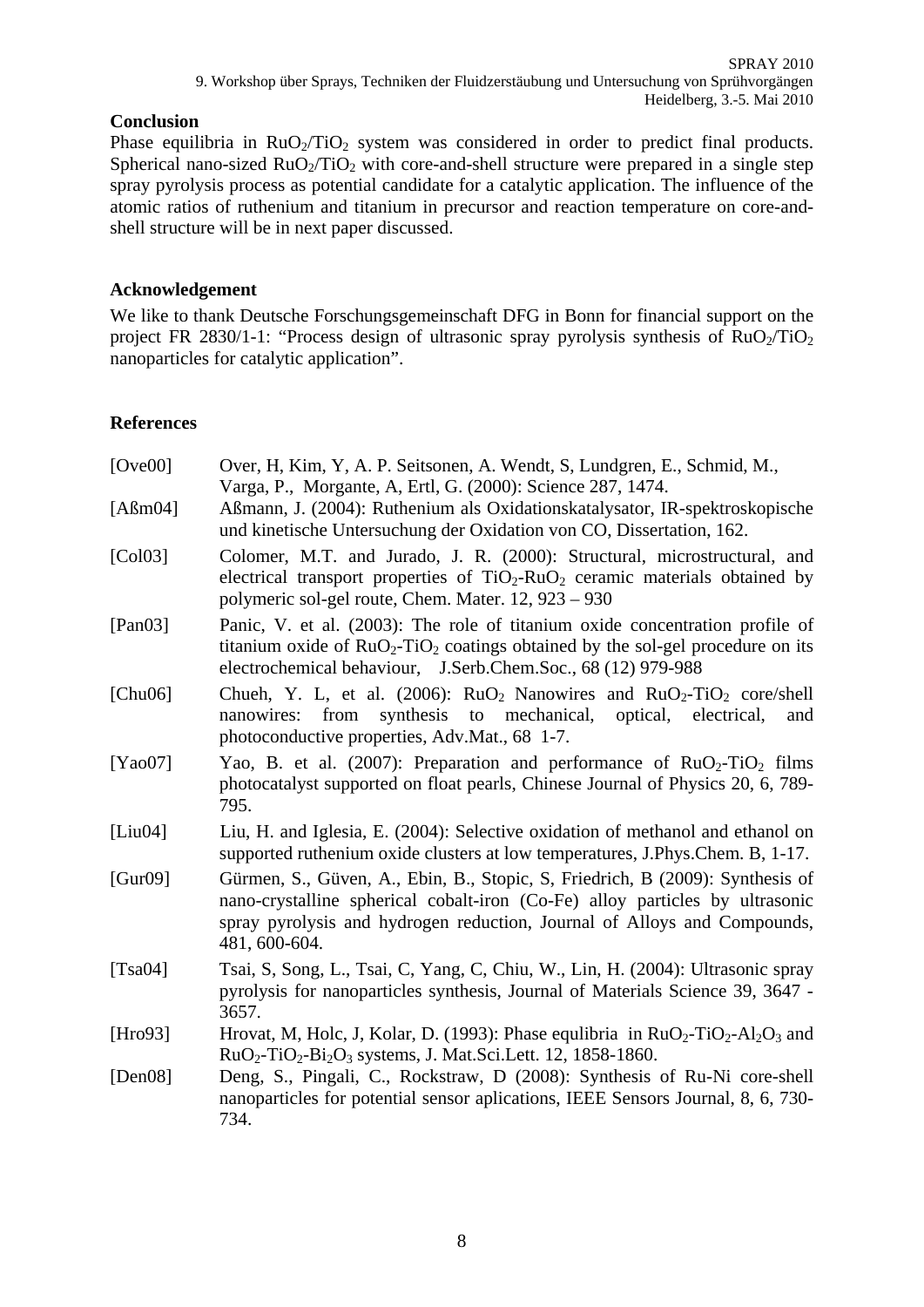## Conclusion

Phase equilibria in $RuO_2/TiO_2$ system was considered in order to predict final products. Spherical nano-sized $RuO_2/TiO_2$ with core-and-shell structure were prepared in a single step spray pyrolysis process as potential candidate for a catalytic application. The influence of the atomic ratios of ruthenium and titanium in precursor and reaction temperature on core-and-shell structure will be in next paper discussed.

## Acknowledgement

We like to thank Deutsche Forschungsgemeinschaft DFG in Bonn for financial support on the project FR 2830/1-1: "Process design of ultrasonic spray pyrolysis synthesis of $RuO_2/TiO_2$ nanoparticles for catalytic application".

## References

[Ove00] Over, H, Kim, Y, A. P. Seitsonen, A. Wendt, S, Lundgren, E., Schmid, M., Varga, P., Morgante, A, Ertl, G. (2000): Science 287, 1474.

[Aßm04] Aßmann, J. (2004): Ruthenium als Oxidationskatalysator, IR-spektroskopische und kinetische Untersuchung der Oxidation von CO, Dissertation, 162.

[Col03] Colomer, M.T. and Jurado, J. R. (2000): Structural, microstructural, and electrical transport properties of $TiO_2$-$RuO_2$ ceramic materials obtained by polymeric sol-gel route, Chem. Mater. 12, 923 – 930

[Pan03] Panic, V. et al. (2003): The role of titanium oxide concentration profile of titanium oxide of $RuO_2$-$TiO_2$ coatings obtained by the sol-gel procedure on its electrochemical behaviour, J.Serb.Chem.Soc., 68 (12) 979-988

[Chu06] Chueh, Y. L, et al. (2006): $RuO_2$ Nanowires and $RuO_2$-$TiO_2$ core/shell nanowires: from synthesis to mechanical, optical, electrical, and photoconductive properties, Adv.Mat., 68 1-7.

[Yao07] Yao, B. et al. (2007): Preparation and performance of $RuO_2$-$TiO_2$ films photocatalyst supported on float pearls, Chinese Journal of Physics 20, 6, 789-795.

[Liu04] Liu, H. and Iglesia, E. (2004): Selective oxidation of methanol and ethanol on supported ruthenium oxide clusters at low temperatures, J.Phys.Chem. B, 1-17.

[Gur09] Gürmen, S., Güven, A., Ebin, B., Stopic, S, Friedrich, B (2009): Synthesis of nano-crystalline spherical cobalt-iron (Co-Fe) alloy particles by ultrasonic spray pyrolysis and hydrogen reduction, Journal of Alloys and Compounds, 481, 600-604.

[Tsa04] Tsai, S, Song, L., Tsai, C, Yang, C, Chiu, W., Lin, H. (2004): Ultrasonic spray pyrolysis for nanoparticles synthesis, Journal of Materials Science 39, 3647 - 3657.

[Hro93] Hrovat, M, Holc, J, Kolar, D. (1993): Phase equlibria in $RuO_2$-$TiO_2$-$Al_2O_3$ and $RuO_2$-$TiO_2$-$Bi_2O_3$ systems, J. Mat.Sci.Lett. 12, 1858-1860.

[Den08] Deng, S., Pingali, C., Rockstraw, D (2008): Synthesis of Ru-Ni core-shell nanoparticles for potential sensor aplications, IEEE Sensors Journal, 8, 6, 730-734.